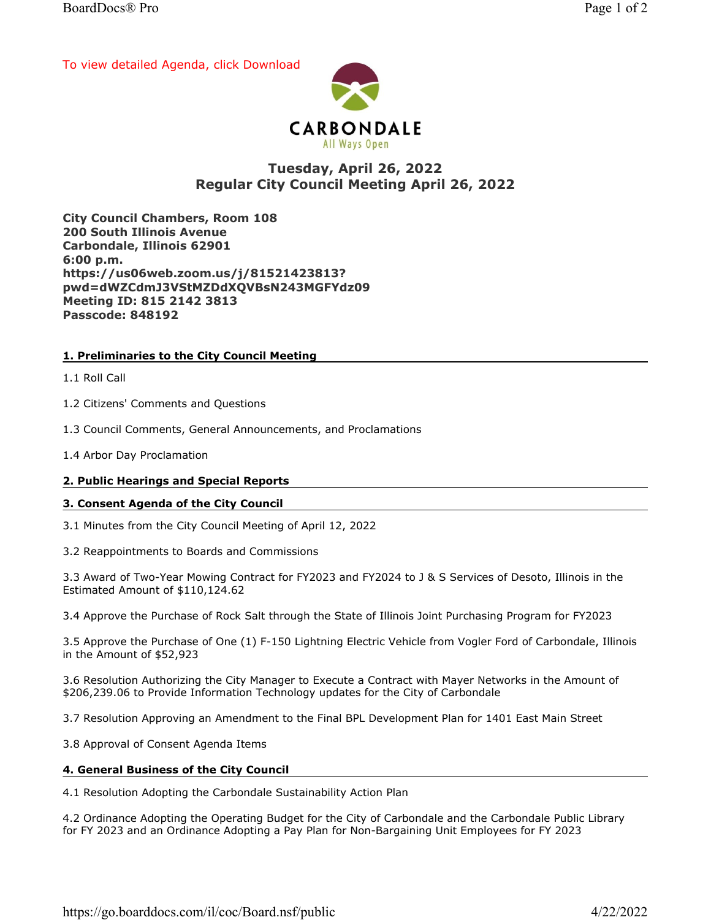To view detailed Agenda, click Download

CARBONDALE
All Ways Open

## Tuesday, April 26, 2022
## Regular City Council Meeting April 26, 2022

**City Council Chambers, Room 108**
**200 South Illinois Avenue**
**Carbondale, Illinois 62901**
**6:00 p.m.**
**https://us06web.zoom.us/j/81521423813?pwd=dWZCdmJ3VStMZDdXQVBsN243MGFYdz09**
**Meeting ID: 815 2142 3813**
**Passcode: 848192**

### 1. Preliminaries to the City Council Meeting

1.1 Roll Call

1.2 Citizens' Comments and Questions

1.3 Council Comments, General Announcements, and Proclamations

1.4 Arbor Day Proclamation

### 2. Public Hearings and Special Reports

### 3. Consent Agenda of the City Council

3.1 Minutes from the City Council Meeting of April 12, 2022

3.2 Reappointments to Boards and Commissions

3.3 Award of Two-Year Mowing Contract for FY2023 and FY2024 to J & S Services of Desoto, Illinois in the Estimated Amount of $110,124.62

3.4 Approve the Purchase of Rock Salt through the State of Illinois Joint Purchasing Program for FY2023

3.5 Approve the Purchase of One (1) F-150 Lightning Electric Vehicle from Vogler Ford of Carbondale, Illinois in the Amount of $52,923

3.6 Resolution Authorizing the City Manager to Execute a Contract with Mayer Networks in the Amount of $206,239.06 to Provide Information Technology updates for the City of Carbondale

3.7 Resolution Approving an Amendment to the Final BPL Development Plan for 1401 East Main Street

3.8 Approval of Consent Agenda Items

### 4. General Business of the City Council

4.1 Resolution Adopting the Carbondale Sustainability Action Plan

4.2 Ordinance Adopting the Operating Budget for the City of Carbondale and the Carbondale Public Library for FY 2023 and an Ordinance Adopting a Pay Plan for Non-Bargaining Unit Employees for FY 2023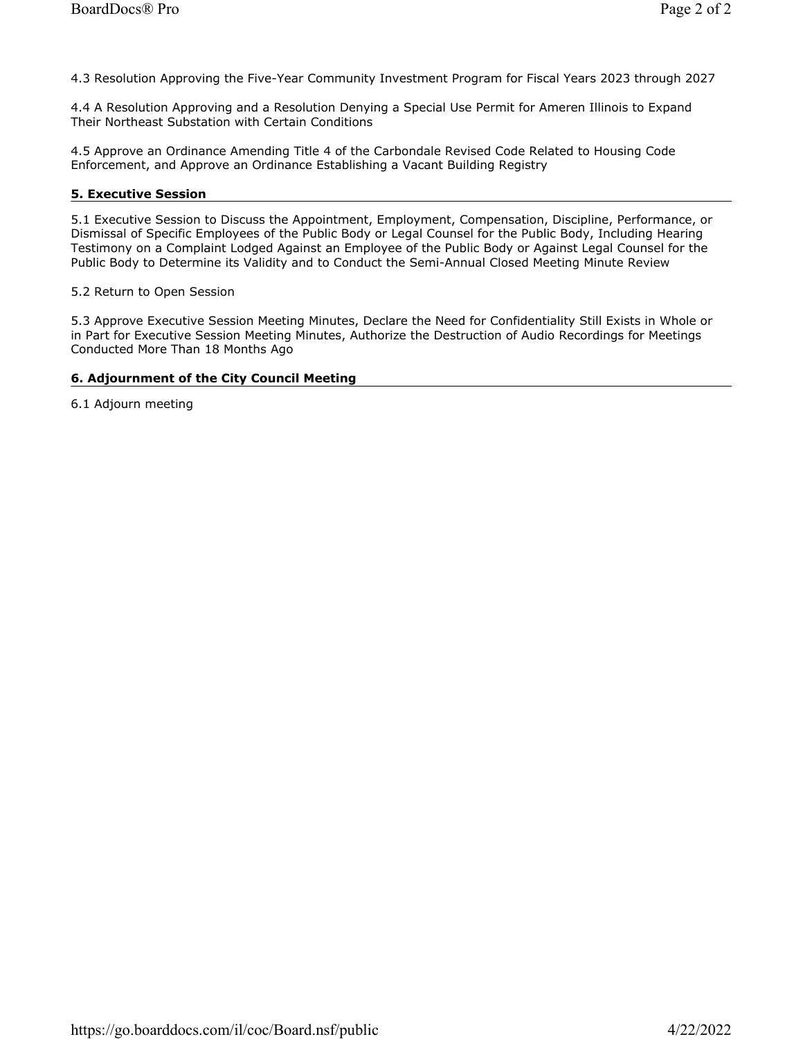4.3 Resolution Approving the Five-Year Community Investment Program for Fiscal Years 2023 through 2027

4.4 A Resolution Approving and a Resolution Denying a Special Use Permit for Ameren Illinois to Expand Their Northeast Substation with Certain Conditions

4.5 Approve an Ordinance Amending Title 4 of the Carbondale Revised Code Related to Housing Code Enforcement, and Approve an Ordinance Establishing a Vacant Building Registry

## 5. Executive Session

5.1 Executive Session to Discuss the Appointment, Employment, Compensation, Discipline, Performance, or Dismissal of Specific Employees of the Public Body or Legal Counsel for the Public Body, Including Hearing Testimony on a Complaint Lodged Against an Employee of the Public Body or Against Legal Counsel for the Public Body to Determine its Validity and to Conduct the Semi-Annual Closed Meeting Minute Review

5.2 Return to Open Session

5.3 Approve Executive Session Meeting Minutes, Declare the Need for Confidentiality Still Exists in Whole or in Part for Executive Session Meeting Minutes, Authorize the Destruction of Audio Recordings for Meetings Conducted More Than 18 Months Ago

## 6. Adjournment of the City Council Meeting

6.1 Adjourn meeting